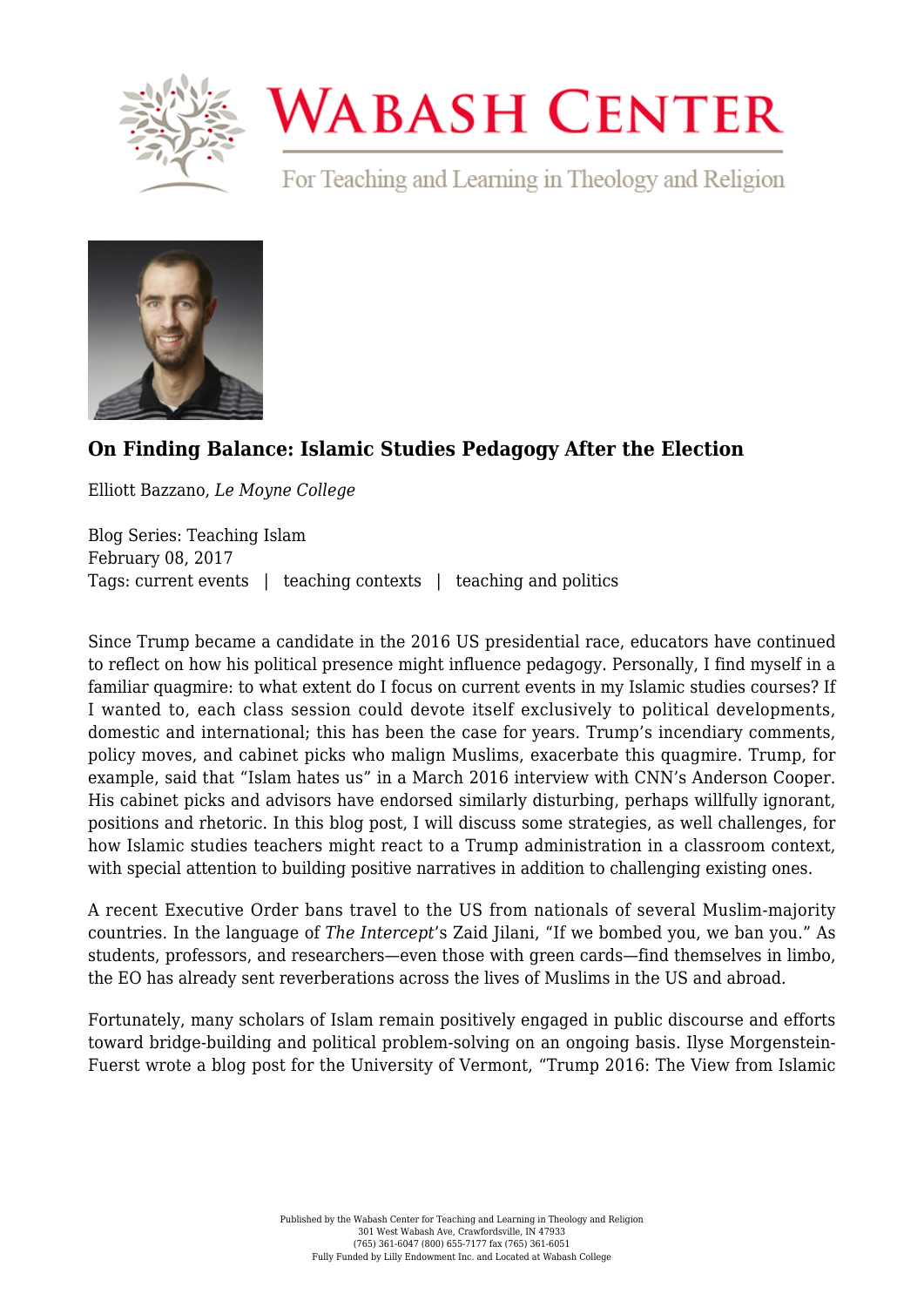# On Finding Balance: Islamic Studies Pedagogy After the Election

Elliott Bazzano, *Le Moyne College*

Blog Series: Teaching Islam
February 08, 2017
Tags: current events | teaching contexts | teaching and politics

Since Trump became a candidate in the 2016 US presidential race, educators have continued to reflect on how his political presence might influence pedagogy. Personally, I find myself in a familiar quagmire: to what extent do I focus on current events in my Islamic studies courses? If I wanted to, each class session could devote itself exclusively to political developments, domestic and international; this has been the case for years. Trump's incendiary comments, policy moves, and cabinet picks who malign Muslims, exacerbate this quagmire. Trump, for example, said that "Islam hates us" in a March 2016 interview with CNN's Anderson Cooper. His cabinet picks and advisors have endorsed similarly disturbing, perhaps willfully ignorant, positions and rhetoric. In this blog post, I will discuss some strategies, as well challenges, for how Islamic studies teachers might react to a Trump administration in a classroom context, with special attention to building positive narratives in addition to challenging existing ones.

A recent Executive Order bans travel to the US from nationals of several Muslim-majority countries. In the language of *The Intercept*'s Zaid Jilani, "If we bombed you, we ban you." As students, professors, and researchers—even those with green cards—find themselves in limbo, the EO has already sent reverberations across the lives of Muslims in the US and abroad.

Fortunately, many scholars of Islam remain positively engaged in public discourse and efforts toward bridge-building and political problem-solving on an ongoing basis. Ilyse Morgenstein-Fuerst wrote a blog post for the University of Vermont, "Trump 2016: The View from Islamic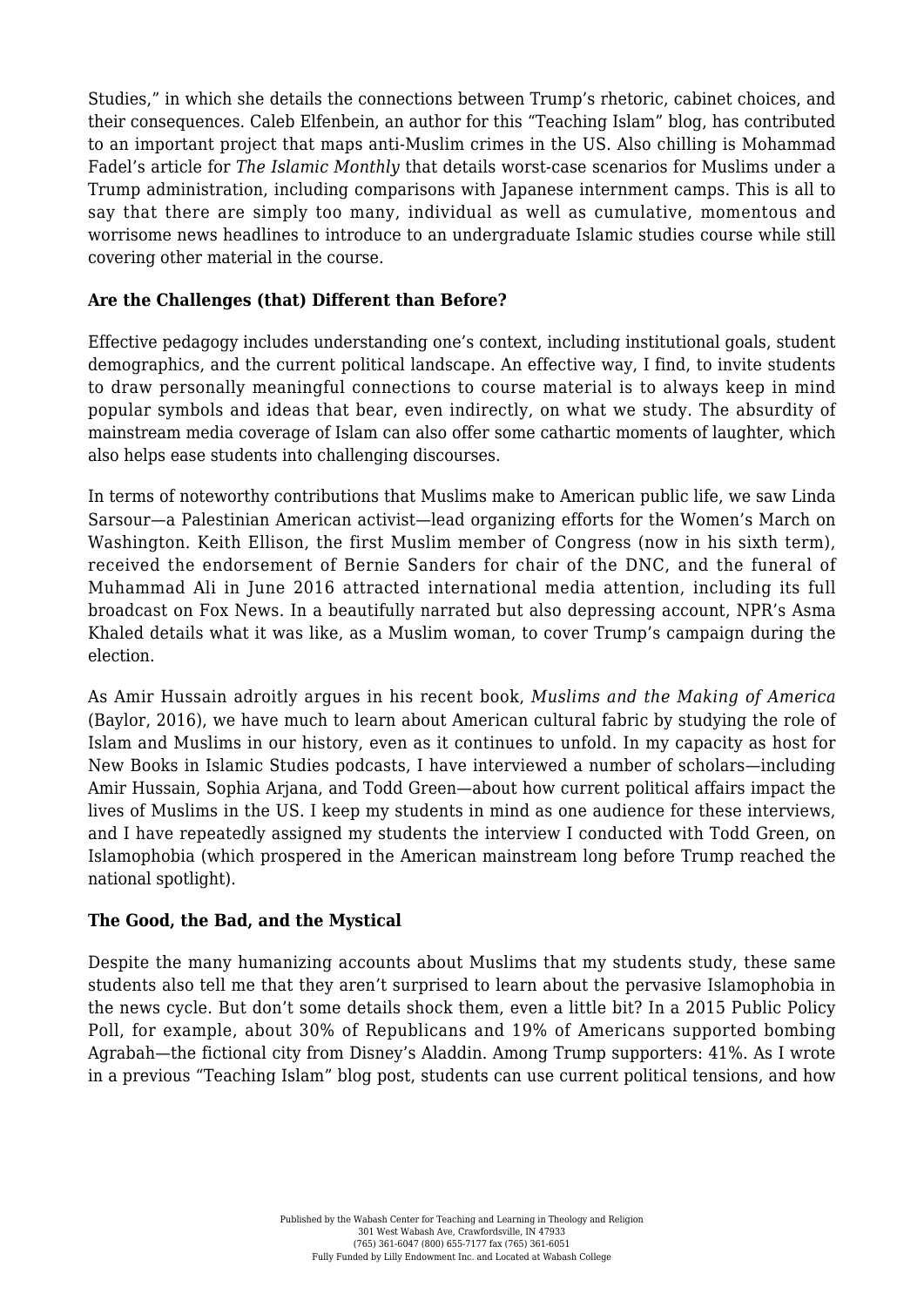Studies," in which she details the connections between Trump's rhetoric, cabinet choices, and their consequences. Caleb Elfenbein, an author for this "Teaching Islam" blog, has contributed to an important project that maps anti-Muslim crimes in the US. Also chilling is Mohammad Fadel's article for *The Islamic Monthly* that details worst-case scenarios for Muslims under a Trump administration, including comparisons with Japanese internment camps. This is all to say that there are simply too many, individual as well as cumulative, momentous and worrisome news headlines to introduce to an undergraduate Islamic studies course while still covering other material in the course.

**Are the Challenges (that) Different than Before?**

Effective pedagogy includes understanding one's context, including institutional goals, student demographics, and the current political landscape. An effective way, I find, to invite students to draw personally meaningful connections to course material is to always keep in mind popular symbols and ideas that bear, even indirectly, on what we study. The absurdity of mainstream media coverage of Islam can also offer some cathartic moments of laughter, which also helps ease students into challenging discourses.

In terms of noteworthy contributions that Muslims make to American public life, we saw Linda Sarsour—a Palestinian American activist—lead organizing efforts for the Women's March on Washington. Keith Ellison, the first Muslim member of Congress (now in his sixth term), received the endorsement of Bernie Sanders for chair of the DNC, and the funeral of Muhammad Ali in June 2016 attracted international media attention, including its full broadcast on Fox News. In a beautifully narrated but also depressing account, NPR's Asma Khaled details what it was like, as a Muslim woman, to cover Trump's campaign during the election.

As Amir Hussain adroitly argues in his recent book, *Muslims and the Making of America* (Baylor, 2016), we have much to learn about American cultural fabric by studying the role of Islam and Muslims in our history, even as it continues to unfold. In my capacity as host for New Books in Islamic Studies podcasts, I have interviewed a number of scholars—including Amir Hussain, Sophia Arjana, and Todd Green—about how current political affairs impact the lives of Muslims in the US. I keep my students in mind as one audience for these interviews, and I have repeatedly assigned my students the interview I conducted with Todd Green, on Islamophobia (which prospered in the American mainstream long before Trump reached the national spotlight).

**The Good, the Bad, and the Mystical**

Despite the many humanizing accounts about Muslims that my students study, these same students also tell me that they aren't surprised to learn about the pervasive Islamophobia in the news cycle. But don't some details shock them, even a little bit? In a 2015 Public Policy Poll, for example, about 30% of Republicans and 19% of Americans supported bombing Agrabah—the fictional city from Disney's Aladdin. Among Trump supporters: 41%. As I wrote in a previous "Teaching Islam" blog post, students can use current political tensions, and how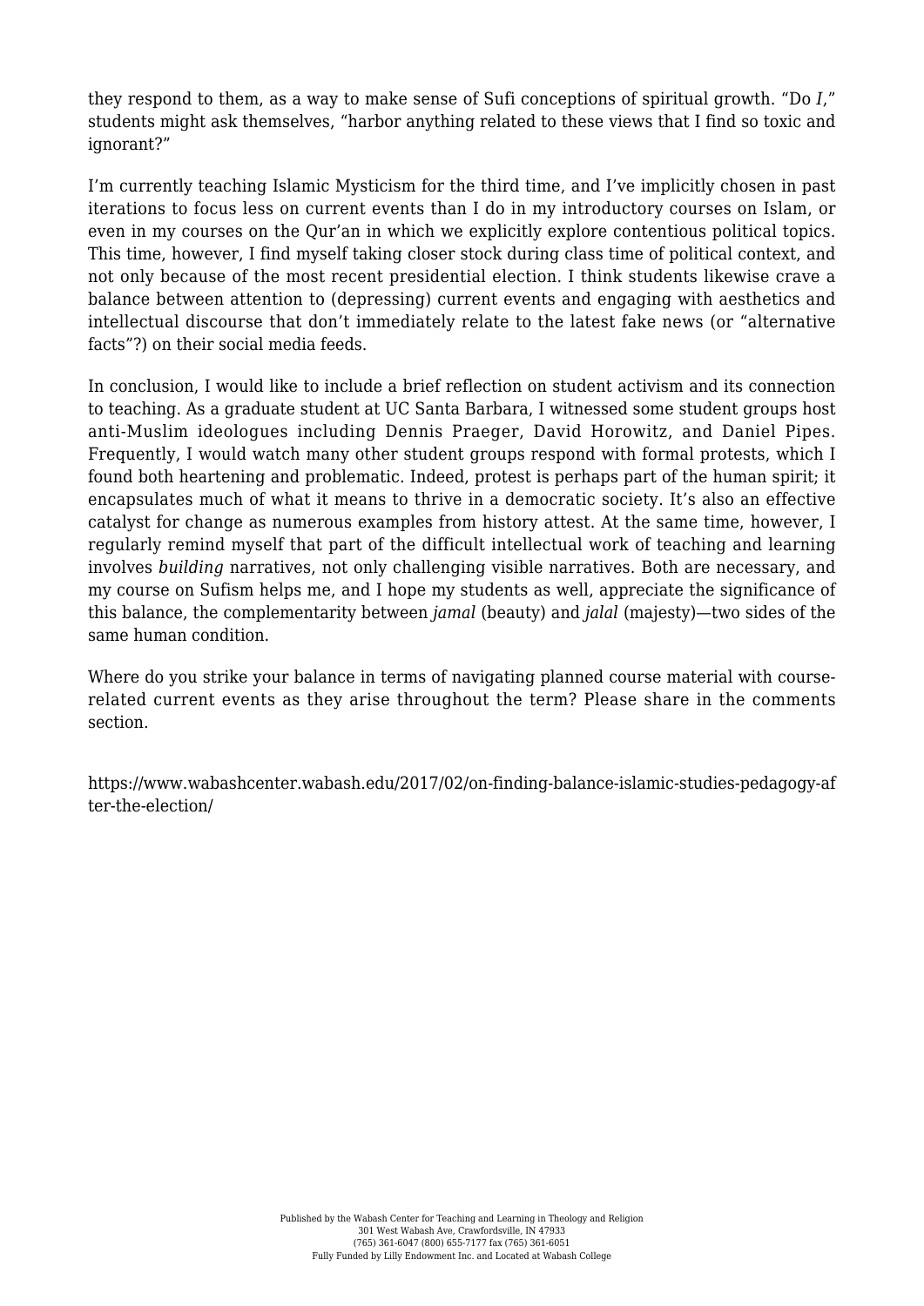they respond to them, as a way to make sense of Sufi conceptions of spiritual growth. “Do *I*,” students might ask themselves, “harbor anything related to these views that I find so toxic and ignorant?”

I’m currently teaching Islamic Mysticism for the third time, and I’ve implicitly chosen in past iterations to focus less on current events than I do in my introductory courses on Islam, or even in my courses on the Qur’an in which we explicitly explore contentious political topics. This time, however, I find myself taking closer stock during class time of political context, and not only because of the most recent presidential election. I think students likewise crave a balance between attention to (depressing) current events and engaging with aesthetics and intellectual discourse that don’t immediately relate to the latest fake news (or “alternative facts”?) on their social media feeds.

In conclusion, I would like to include a brief reflection on student activism and its connection to teaching. As a graduate student at UC Santa Barbara, I witnessed some student groups host anti-Muslim ideologues including Dennis Praeger, David Horowitz, and Daniel Pipes. Frequently, I would watch many other student groups respond with formal protests, which I found both heartening and problematic. Indeed, protest is perhaps part of the human spirit; it encapsulates much of what it means to thrive in a democratic society. It’s also an effective catalyst for change as numerous examples from history attest. At the same time, however, I regularly remind myself that part of the difficult intellectual work of teaching and learning involves *building* narratives, not only challenging visible narratives. Both are necessary, and my course on Sufism helps me, and I hope my students as well, appreciate the significance of this balance, the complementarity between *jamal* (beauty) and *jalal* (majesty)—two sides of the same human condition.

Where do you strike your balance in terms of navigating planned course material with course-related current events as they arise throughout the term? Please share in the comments section.

https://www.wabashcenter.wabash.edu/2017/02/on-finding-balance-islamic-studies-pedagogy-after-the-election/